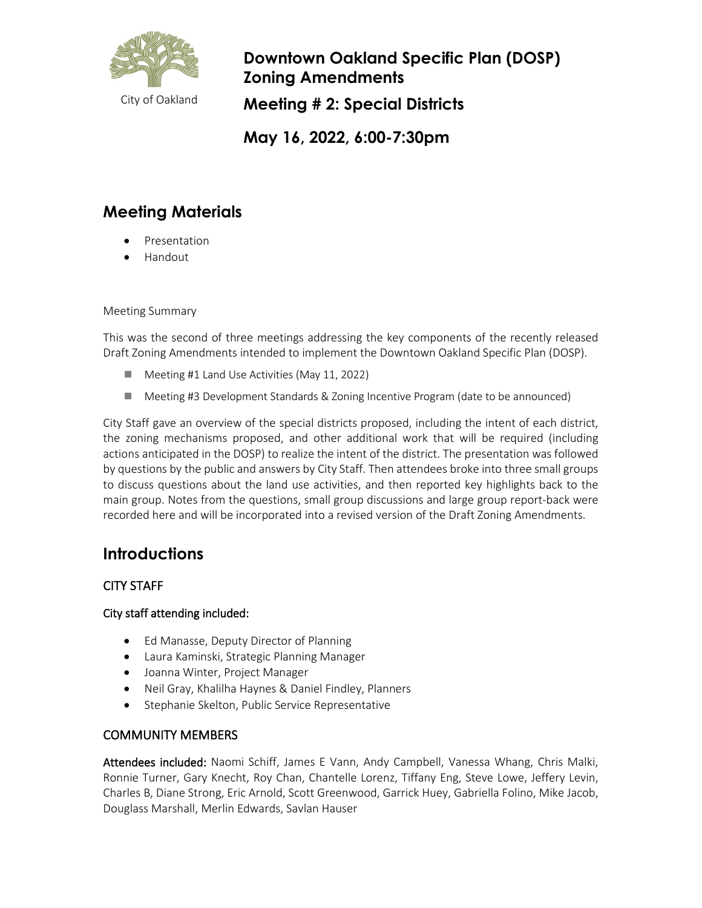City of Oakland

# Downtown Oakland Specific Plan (DOSP) Zoning Amendments

# Meeting # 2: Special Districts

# May 16, 2022, 6:00-7:30pm

## Meeting Materials

- Presentation
- Handout

Meeting Summary

This was the second of three meetings addressing the key components of the recently released Draft Zoning Amendments intended to implement the Downtown Oakland Specific Plan (DOSP).

- Meeting #1 Land Use Activities (May 11, 2022)
- Meeting #3 Development Standards & Zoning Incentive Program (date to be announced)

City Staff gave an overview of the special districts proposed, including the intent of each district, the zoning mechanisms proposed, and other additional work that will be required (including actions anticipated in the DOSP) to realize the intent of the district. The presentation was followed by questions by the public and answers by City Staff. Then attendees broke into three small groups to discuss questions about the land use activities, and then reported key highlights back to the main group. Notes from the questions, small group discussions and large group report-back were recorded here and will be incorporated into a revised version of the Draft Zoning Amendments.

## Introductions

### CITY STAFF

**City staff attending included:**

- Ed Manasse, Deputy Director of Planning
- Laura Kaminski, Strategic Planning Manager
- Joanna Winter, Project Manager
- Neil Gray, Khalilha Haynes & Daniel Findley, Planners
- Stephanie Skelton, Public Service Representative

### COMMUNITY MEMBERS

**Attendees included:** Naomi Schiff, James E Vann, Andy Campbell, Vanessa Whang, Chris Malki, Ronnie Turner, Gary Knecht, Roy Chan, Chantelle Lorenz, Tiffany Eng, Steve Lowe, Jeffery Levin, Charles B, Diane Strong, Eric Arnold, Scott Greenwood, Garrick Huey, Gabriella Folino, Mike Jacob, Douglass Marshall, Merlin Edwards, Savlan Hauser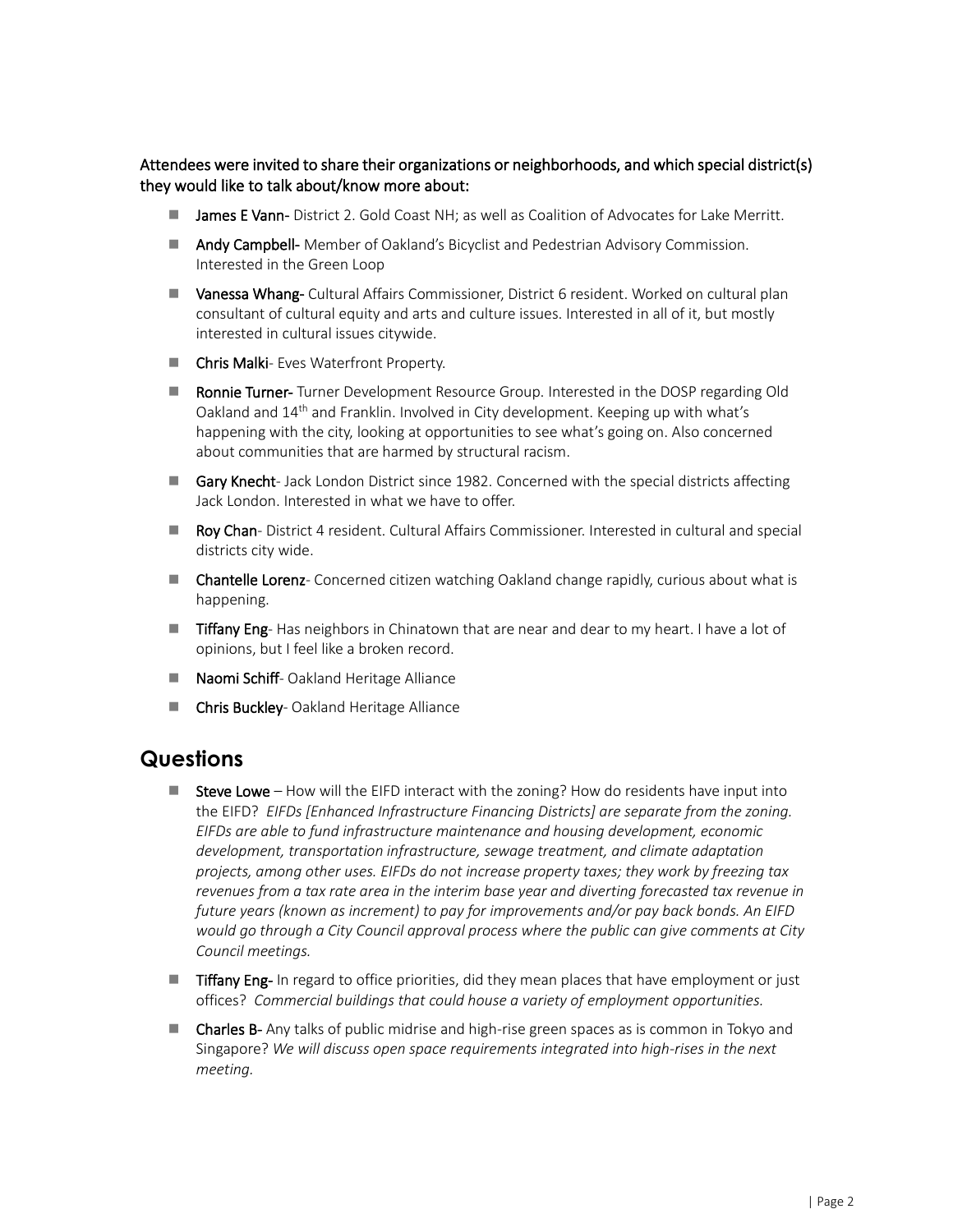**Attendees were invited to share their organizations or neighborhoods, and which special district(s) they would like to talk about/know more about:**

- **James E Vann-** District 2. Gold Coast NH; as well as Coalition of Advocates for Lake Merritt.
- **Andy Campbell-** Member of Oakland's Bicyclist and Pedestrian Advisory Commission. Interested in the Green Loop
- **Vanessa Whang-** Cultural Affairs Commissioner, District 6 resident. Worked on cultural plan consultant of cultural equity and arts and culture issues. Interested in all of it, but mostly interested in cultural issues citywide.
- **Chris Malki**- Eves Waterfront Property.
- **Ronnie Turner-** Turner Development Resource Group. Interested in the DOSP regarding Old Oakland and 14th and Franklin. Involved in City development. Keeping up with what's happening with the city, looking at opportunities to see what's going on. Also concerned about communities that are harmed by structural racism.
- **Gary Knecht**- Jack London District since 1982. Concerned with the special districts affecting Jack London. Interested in what we have to offer.
- **Roy Chan**- District 4 resident. Cultural Affairs Commissioner. Interested in cultural and special districts city wide.
- **Chantelle Lorenz**- Concerned citizen watching Oakland change rapidly, curious about what is happening.
- **Tiffany Eng**- Has neighbors in Chinatown that are near and dear to my heart. I have a lot of opinions, but I feel like a broken record.
- **Naomi Schiff**- Oakland Heritage Alliance
- **Chris Buckley**- Oakland Heritage Alliance

## Questions

- **Steve Lowe** – How will the EIFD interact with the zoning? How do residents have input into the EIFD? *EIFDs [Enhanced Infrastructure Financing Districts] are separate from the zoning. EIFDs are able to fund infrastructure maintenance and housing development, economic development, transportation infrastructure, sewage treatment, and climate adaptation projects, among other uses. EIFDs do not increase property taxes; they work by freezing tax revenues from a tax rate area in the interim base year and diverting forecasted tax revenue in future years (known as increment) to pay for improvements and/or pay back bonds. An EIFD would go through a City Council approval process where the public can give comments at City Council meetings.*
- **Tiffany Eng-** In regard to office priorities, did they mean places that have employment or just offices? *Commercial buildings that could house a variety of employment opportunities.*
- **Charles B-** Any talks of public midrise and high-rise green spaces as is common in Tokyo and Singapore? *We will discuss open space requirements integrated into high-rises in the next meeting.*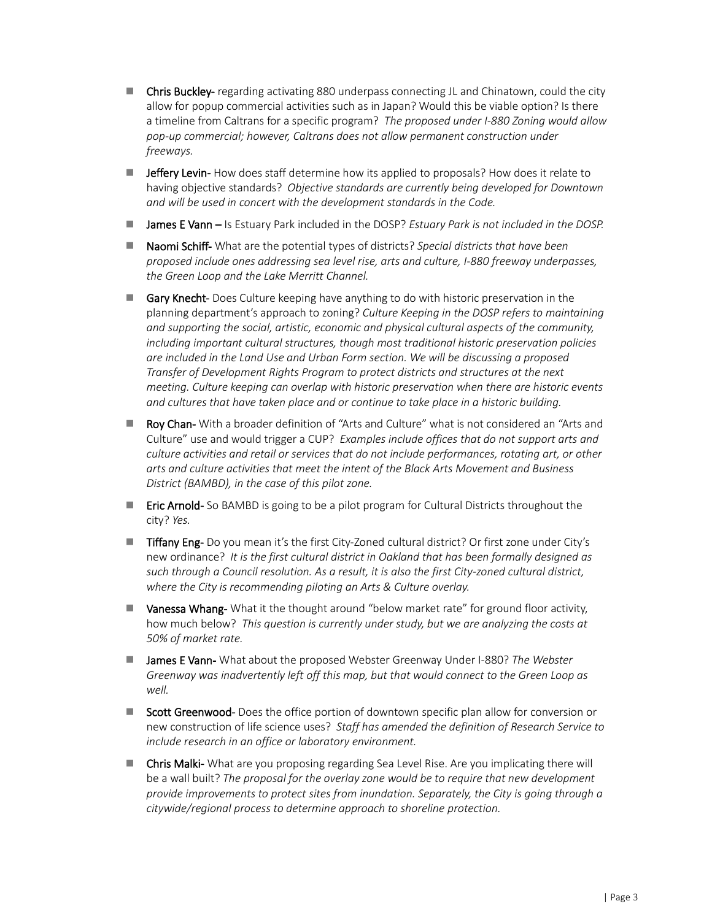- **Chris Buckley-** regarding activating 880 underpass connecting JL and Chinatown, could the city allow for popup commercial activities such as in Japan? Would this be viable option? Is there a timeline from Caltrans for a specific program? *The proposed under I-880 Zoning would allow pop-up commercial; however, Caltrans does not allow permanent construction under freeways.*
- **Jeffery Levin-** How does staff determine how its applied to proposals? How does it relate to having objective standards? *Objective standards are currently being developed for Downtown and will be used in concert with the development standards in the Code.*
- **James E Vann –** Is Estuary Park included in the DOSP? *Estuary Park is not included in the DOSP.*
- **Naomi Schiff-** What are the potential types of districts? *Special districts that have been proposed include ones addressing sea level rise, arts and culture, I-880 freeway underpasses, the Green Loop and the Lake Merritt Channel.*
- **Gary Knecht-** Does Culture keeping have anything to do with historic preservation in the planning department's approach to zoning? *Culture Keeping in the DOSP refers to maintaining and supporting the social, artistic, economic and physical cultural aspects of the community, including important cultural structures, though most traditional historic preservation policies are included in the Land Use and Urban Form section. We will be discussing a proposed Transfer of Development Rights Program to protect districts and structures at the next meeting. Culture keeping can overlap with historic preservation when there are historic events and cultures that have taken place and or continue to take place in a historic building.*
- **Roy Chan-** With a broader definition of "Arts and Culture" what is not considered an "Arts and Culture" use and would trigger a CUP? *Examples include offices that do not support arts and culture activities and retail or services that do not include performances, rotating art, or other arts and culture activities that meet the intent of the Black Arts Movement and Business District (BAMBD), in the case of this pilot zone.*
- **Eric Arnold-** So BAMBD is going to be a pilot program for Cultural Districts throughout the city? *Yes.*
- **Tiffany Eng-** Do you mean it's the first City-Zoned cultural district? Or first zone under City's new ordinance? *It is the first cultural district in Oakland that has been formally designed as such through a Council resolution. As a result, it is also the first City-zoned cultural district, where the City is recommending piloting an Arts & Culture overlay.*
- **Vanessa Whang-** What it the thought around "below market rate" for ground floor activity, how much below? *This question is currently under study, but we are analyzing the costs at 50% of market rate.*
- **James E Vann-** What about the proposed Webster Greenway Under I-880? *The Webster Greenway was inadvertently left off this map, but that would connect to the Green Loop as well.*
- **Scott Greenwood-** Does the office portion of downtown specific plan allow for conversion or new construction of life science uses? *Staff has amended the definition of Research Service to include research in an office or laboratory environment.*
- **Chris Malki-** What are you proposing regarding Sea Level Rise. Are you implicating there will be a wall built? *The proposal for the overlay zone would be to require that new development provide improvements to protect sites from inundation. Separately, the City is going through a citywide/regional process to determine approach to shoreline protection.*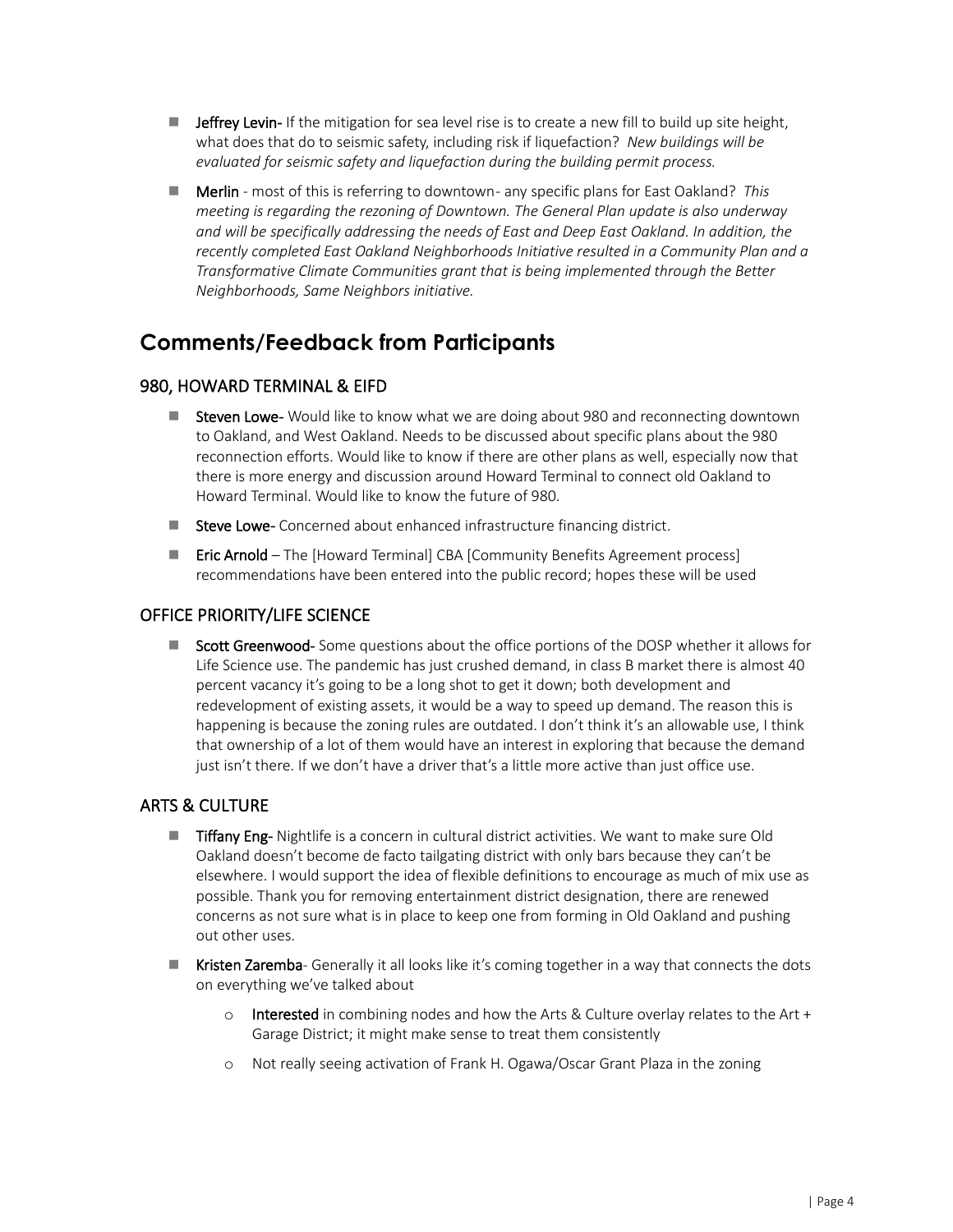- **Jeffrey Levin-** If the mitigation for sea level rise is to create a new fill to build up site height, what does that do to seismic safety, including risk if liquefaction? *New buildings will be evaluated for seismic safety and liquefaction during the building permit process.*
- **Merlin** - most of this is referring to downtown- any specific plans for East Oakland? *This meeting is regarding the rezoning of Downtown. The General Plan update is also underway and will be specifically addressing the needs of East and Deep East Oakland. In addition, the recently completed East Oakland Neighborhoods Initiative resulted in a Community Plan and a Transformative Climate Communities grant that is being implemented through the Better Neighborhoods, Same Neighbors initiative.*

## Comments/Feedback from Participants

### 980, HOWARD TERMINAL & EIFD

- **Steven Lowe-** Would like to know what we are doing about 980 and reconnecting downtown to Oakland, and West Oakland. Needs to be discussed about specific plans about the 980 reconnection efforts. Would like to know if there are other plans as well, especially now that there is more energy and discussion around Howard Terminal to connect old Oakland to Howard Terminal. Would like to know the future of 980.
- **Steve Lowe-** Concerned about enhanced infrastructure financing district.
- **Eric Arnold** – The [Howard Terminal] CBA [Community Benefits Agreement process] recommendations have been entered into the public record; hopes these will be used

### OFFICE PRIORITY/LIFE SCIENCE

- **Scott Greenwood-** Some questions about the office portions of the DOSP whether it allows for Life Science use. The pandemic has just crushed demand, in class B market there is almost 40 percent vacancy it's going to be a long shot to get it down; both development and redevelopment of existing assets, it would be a way to speed up demand. The reason this is happening is because the zoning rules are outdated. I don't think it's an allowable use, I think that ownership of a lot of them would have an interest in exploring that because the demand just isn't there. If we don't have a driver that's a little more active than just office use.

### ARTS & CULTURE

- **Tiffany Eng-** Nightlife is a concern in cultural district activities. We want to make sure Old Oakland doesn't become de facto tailgating district with only bars because they can't be elsewhere. I would support the idea of flexible definitions to encourage as much of mix use as possible. Thank you for removing entertainment district designation, there are renewed concerns as not sure what is in place to keep one from forming in Old Oakland and pushing out other uses.
- **Kristen Zaremba**- Generally it all looks like it's coming together in a way that connects the dots on everything we've talked about
  - **Interested** in combining nodes and how the Arts & Culture overlay relates to the Art + Garage District; it might make sense to treat them consistently
  - Not really seeing activation of Frank H. Ogawa/Oscar Grant Plaza in the zoning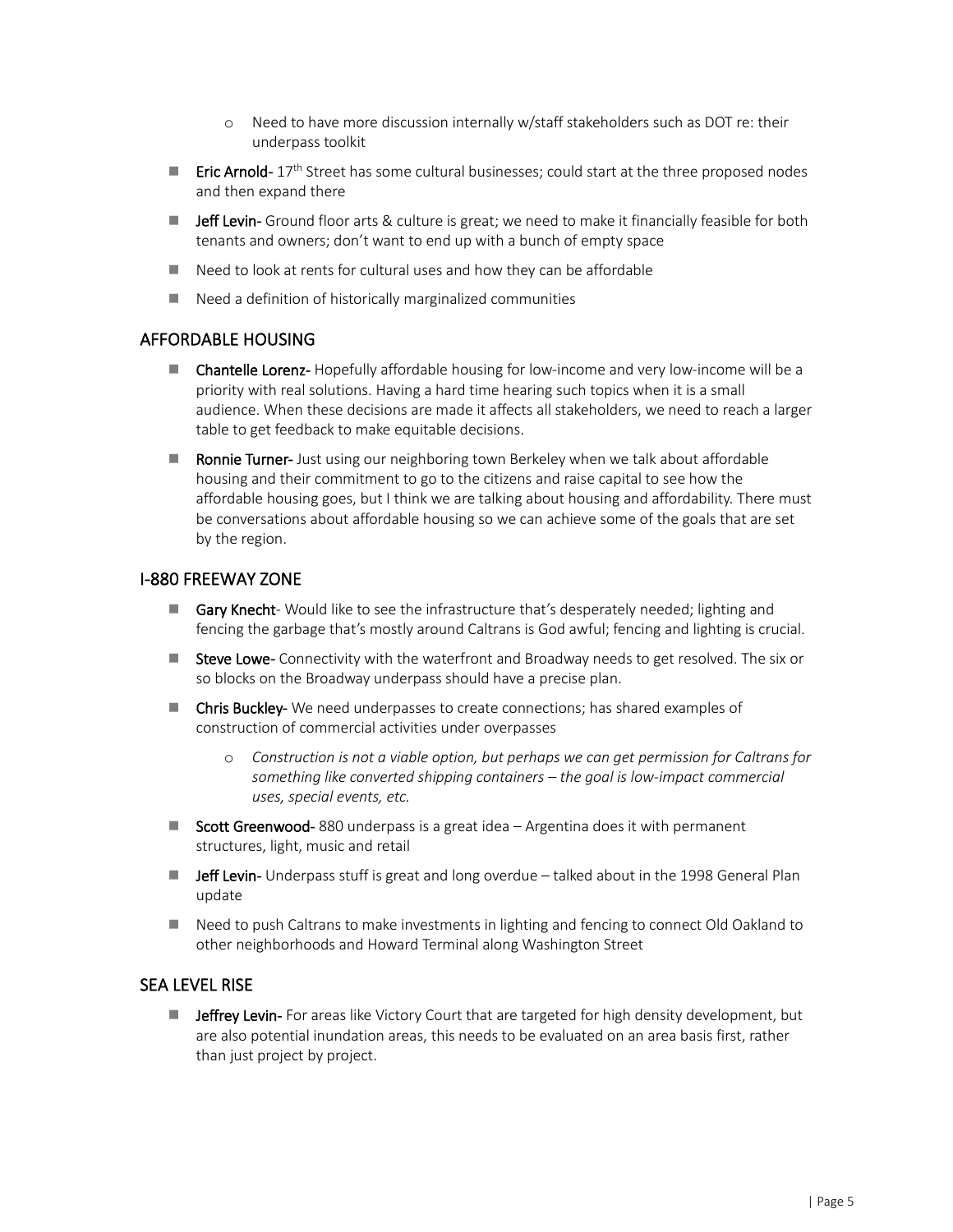- Need to have more discussion internally w/staff stakeholders such as DOT re: their underpass toolkit

- **Eric Arnold**- 17th Street has some cultural businesses; could start at the three proposed nodes and then expand there
- **Jeff Levin**- Ground floor arts & culture is great; we need to make it financially feasible for both tenants and owners; don't want to end up with a bunch of empty space
- Need to look at rents for cultural uses and how they can be affordable
- Need a definition of historically marginalized communities

## AFFORDABLE HOUSING

- **Chantelle Lorenz**- Hopefully affordable housing for low-income and very low-income will be a priority with real solutions. Having a hard time hearing such topics when it is a small audience. When these decisions are made it affects all stakeholders, we need to reach a larger table to get feedback to make equitable decisions.
- **Ronnie Turner**- Just using our neighboring town Berkeley when we talk about affordable housing and their commitment to go to the citizens and raise capital to see how the affordable housing goes, but I think we are talking about housing and affordability. There must be conversations about affordable housing so we can achieve some of the goals that are set by the region.

## I-880 FREEWAY ZONE

- **Gary Knecht**- Would like to see the infrastructure that's desperately needed; lighting and fencing the garbage that's mostly around Caltrans is God awful; fencing and lighting is crucial.
- **Steve Lowe**- Connectivity with the waterfront and Broadway needs to get resolved. The six or so blocks on the Broadway underpass should have a precise plan.
- **Chris Buckley**- We need underpasses to create connections; has shared examples of construction of commercial activities under overpasses
    - *Construction is not a viable option, but perhaps we can get permission for Caltrans for something like converted shipping containers – the goal is low-impact commercial uses, special events, etc.*
- **Scott Greenwood**- 880 underpass is a great idea – Argentina does it with permanent structures, light, music and retail
- **Jeff Levin**- Underpass stuff is great and long overdue – talked about in the 1998 General Plan update
- Need to push Caltrans to make investments in lighting and fencing to connect Old Oakland to other neighborhoods and Howard Terminal along Washington Street

## SEA LEVEL RISE

- **Jeffrey Levin**- For areas like Victory Court that are targeted for high density development, but are also potential inundation areas, this needs to be evaluated on an area basis first, rather than just project by project.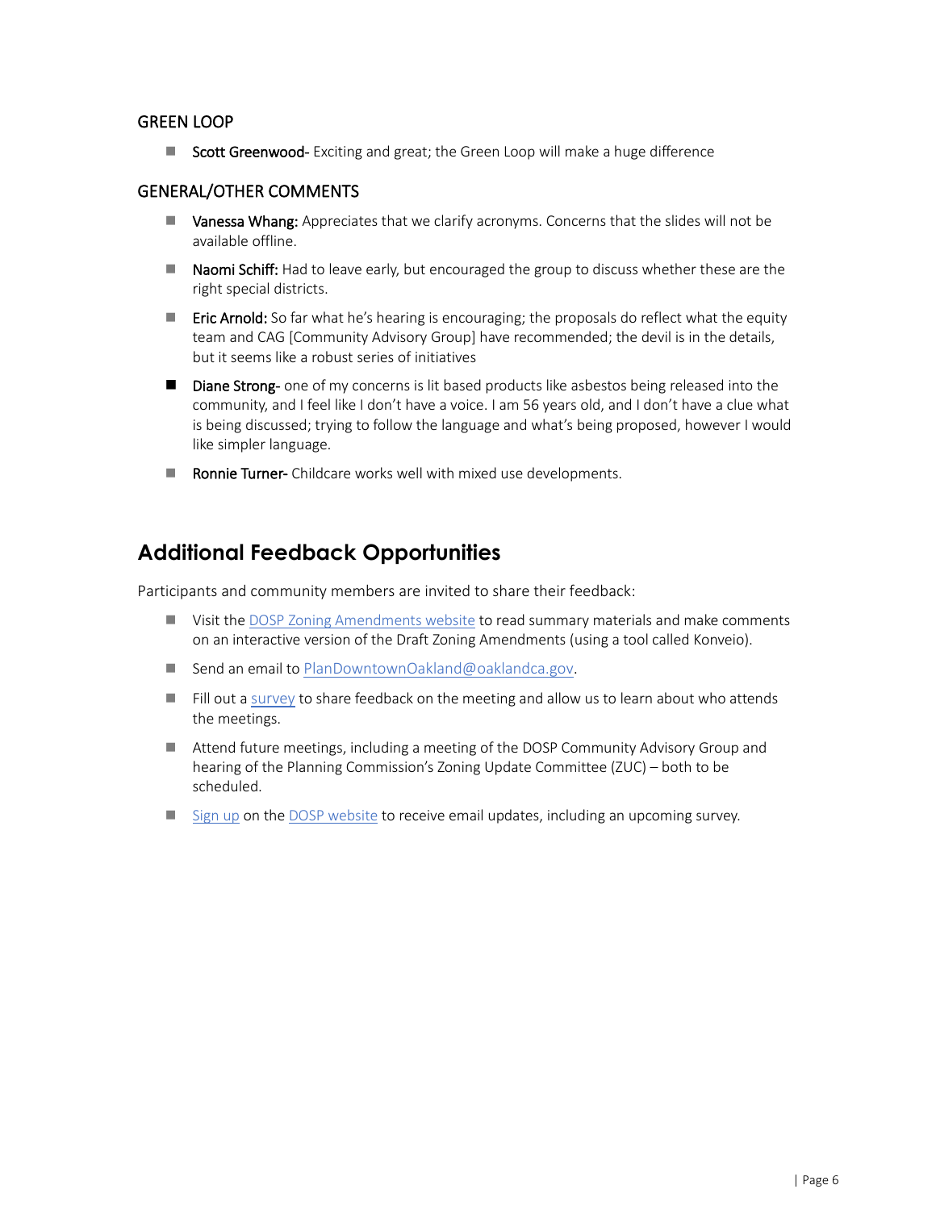### GREEN LOOP

- **Scott Greenwood-** Exciting and great; the Green Loop will make a huge difference

### GENERAL/OTHER COMMENTS

- **Vanessa Whang:** Appreciates that we clarify acronyms. Concerns that the slides will not be available offline.
- **Naomi Schiff:** Had to leave early, but encouraged the group to discuss whether these are the right special districts.
- **Eric Arnold:** So far what he's hearing is encouraging; the proposals do reflect what the equity team and CAG [Community Advisory Group] have recommended; the devil is in the details, but it seems like a robust series of initiatives
- **Diane Strong-** one of my concerns is lit based products like asbestos being released into the community, and I feel like I don't have a voice. I am 56 years old, and I don't have a clue what is being discussed; trying to follow the language and what's being proposed, however I would like simpler language.
- **Ronnie Turner-** Childcare works well with mixed use developments.

## Additional Feedback Opportunities

Participants and community members are invited to share their feedback:

- Visit the DOSP Zoning Amendments website to read summary materials and make comments on an interactive version of the Draft Zoning Amendments (using a tool called Konveio).
- Send an email to PlanDowntownOakland@oaklandca.gov.
- Fill out a survey to share feedback on the meeting and allow us to learn about who attends the meetings.
- Attend future meetings, including a meeting of the DOSP Community Advisory Group and hearing of the Planning Commission's Zoning Update Committee (ZUC) – both to be scheduled.
- Sign up on the DOSP website to receive email updates, including an upcoming survey.